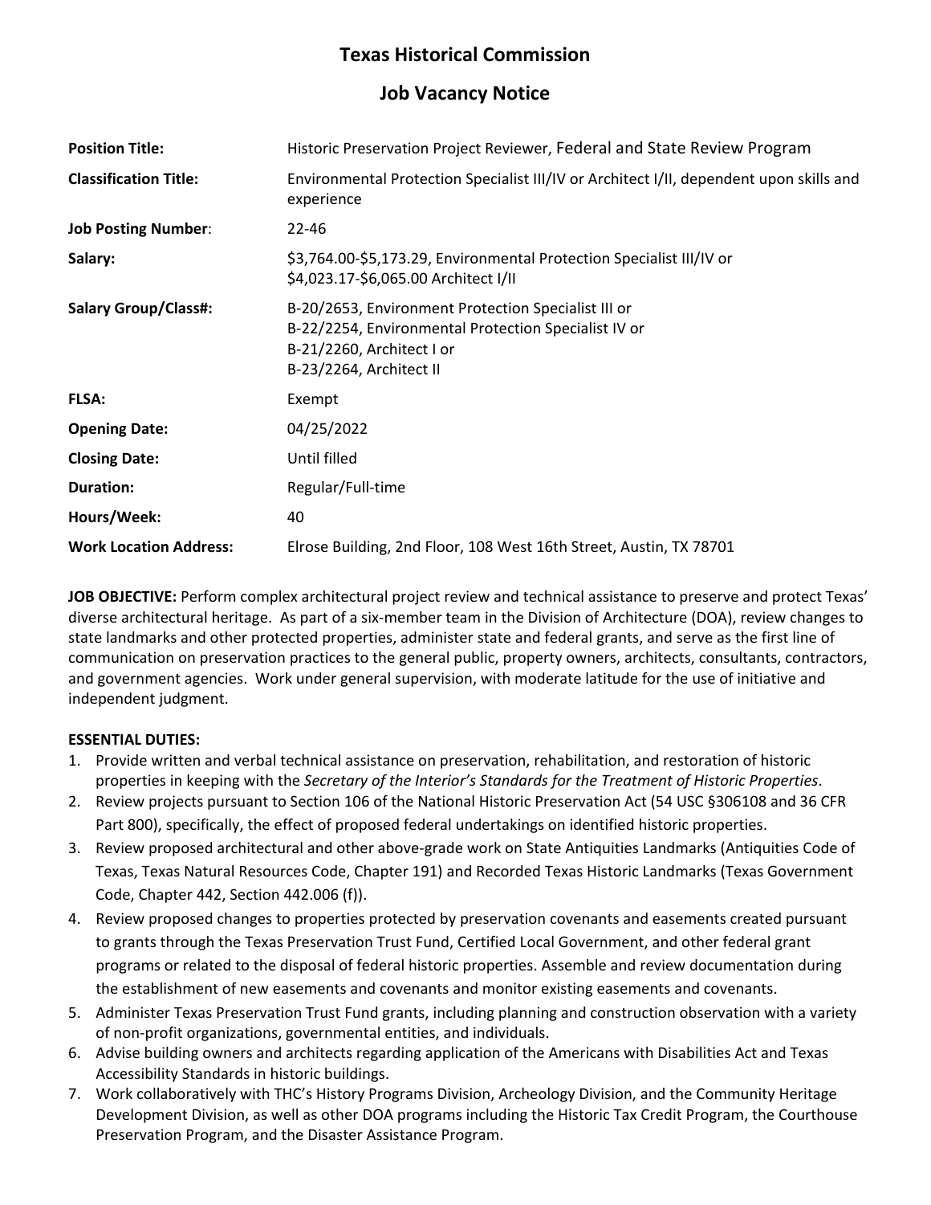# Texas Historical Commission

## Job Vacancy Notice

| | |
|---|---|
| **Position Title:** | Historic Preservation Project Reviewer, Federal and State Review Program |
| **Classification Title:** | Environmental Protection Specialist III/IV or Architect I/II, dependent upon skills and experience |
| **Job Posting Number**: | 22-46 |
| **Salary:** | $3,764.00-$5,173.29, Environmental Protection Specialist III/IV or<br>$4,023.17-$6,065.00 Architect I/II |
| **Salary Group/Class#:** | B-20/2653, Environment Protection Specialist III or<br>B-22/2254, Environmental Protection Specialist IV or<br>B-21/2260, Architect I or<br>B-23/2264, Architect II |
| **FLSA:** | Exempt |
| **Opening Date:** | 04/25/2022 |
| **Closing Date:** | Until filled |
| **Duration:** | Regular/Full-time |
| **Hours/Week:** | 40 |
| **Work Location Address:** | Elrose Building, 2nd Floor, 108 West 16th Street, Austin, TX 78701 |

**JOB OBJECTIVE:** Perform complex architectural project review and technical assistance to preserve and protect Texas' diverse architectural heritage. As part of a six-member team in the Division of Architecture (DOA), review changes to state landmarks and other protected properties, administer state and federal grants, and serve as the first line of communication on preservation practices to the general public, property owners, architects, consultants, contractors, and government agencies. Work under general supervision, with moderate latitude for the use of initiative and independent judgment.

**ESSENTIAL DUTIES:**

1. Provide written and verbal technical assistance on preservation, rehabilitation, and restoration of historic properties in keeping with the *Secretary of the Interior's Standards for the Treatment of Historic Properties*.
2. Review projects pursuant to Section 106 of the National Historic Preservation Act (54 USC §306108 and 36 CFR Part 800), specifically, the effect of proposed federal undertakings on identified historic properties.
3. Review proposed architectural and other above-grade work on State Antiquities Landmarks (Antiquities Code of Texas, Texas Natural Resources Code, Chapter 191) and Recorded Texas Historic Landmarks (Texas Government Code, Chapter 442, Section 442.006 (f)).
4. Review proposed changes to properties protected by preservation covenants and easements created pursuant to grants through the Texas Preservation Trust Fund, Certified Local Government, and other federal grant programs or related to the disposal of federal historic properties. Assemble and review documentation during the establishment of new easements and covenants and monitor existing easements and covenants.
5. Administer Texas Preservation Trust Fund grants, including planning and construction observation with a variety of non-profit organizations, governmental entities, and individuals.
6. Advise building owners and architects regarding application of the Americans with Disabilities Act and Texas Accessibility Standards in historic buildings.
7. Work collaboratively with THC's History Programs Division, Archeology Division, and the Community Heritage Development Division, as well as other DOA programs including the Historic Tax Credit Program, the Courthouse Preservation Program, and the Disaster Assistance Program.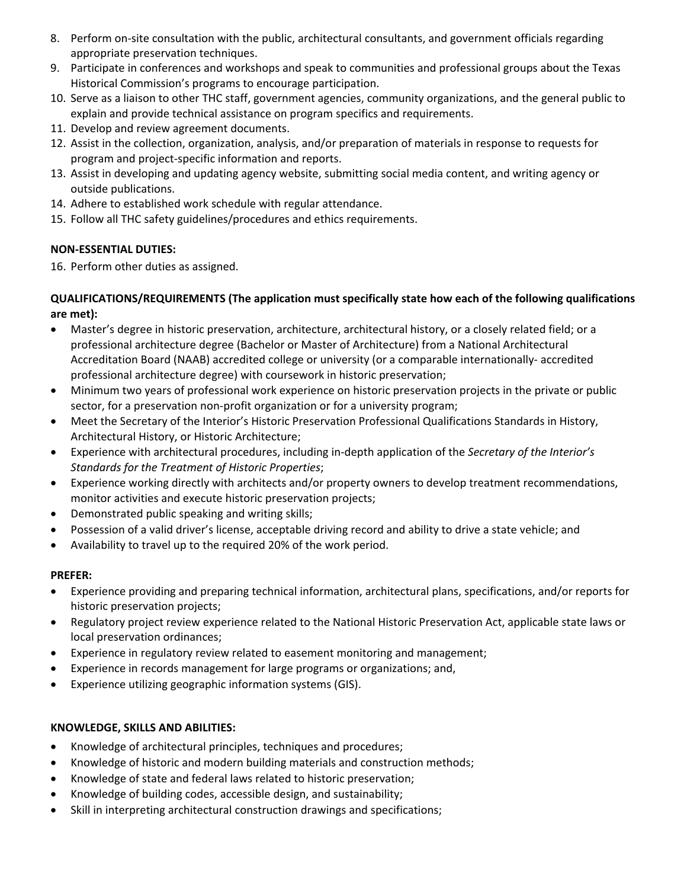8. Perform on-site consultation with the public, architectural consultants, and government officials regarding appropriate preservation techniques.
9. Participate in conferences and workshops and speak to communities and professional groups about the Texas Historical Commission's programs to encourage participation.
10. Serve as a liaison to other THC staff, government agencies, community organizations, and the general public to explain and provide technical assistance on program specifics and requirements.
11. Develop and review agreement documents.
12. Assist in the collection, organization, analysis, and/or preparation of materials in response to requests for program and project-specific information and reports.
13. Assist in developing and updating agency website, submitting social media content, and writing agency or outside publications.
14. Adhere to established work schedule with regular attendance.
15. Follow all THC safety guidelines/procedures and ethics requirements.

**NON-ESSENTIAL DUTIES:**

16. Perform other duties as assigned.

**QUALIFICATIONS/REQUIREMENTS (The application must specifically state how each of the following qualifications are met):**

- Master's degree in historic preservation, architecture, architectural history, or a closely related field; or a professional architecture degree (Bachelor or Master of Architecture) from a National Architectural Accreditation Board (NAAB) accredited college or university (or a comparable internationally- accredited professional architecture degree) with coursework in historic preservation;
- Minimum two years of professional work experience on historic preservation projects in the private or public sector, for a preservation non-profit organization or for a university program;
- Meet the Secretary of the Interior's Historic Preservation Professional Qualifications Standards in History, Architectural History, or Historic Architecture;
- Experience with architectural procedures, including in-depth application of the *Secretary of the Interior's Standards for the Treatment of Historic Properties*;
- Experience working directly with architects and/or property owners to develop treatment recommendations, monitor activities and execute historic preservation projects;
- Demonstrated public speaking and writing skills;
- Possession of a valid driver's license, acceptable driving record and ability to drive a state vehicle; and
- Availability to travel up to the required 20% of the work period.

**PREFER:**

- Experience providing and preparing technical information, architectural plans, specifications, and/or reports for historic preservation projects;
- Regulatory project review experience related to the National Historic Preservation Act, applicable state laws or local preservation ordinances;
- Experience in regulatory review related to easement monitoring and management;
- Experience in records management for large programs or organizations; and,
- Experience utilizing geographic information systems (GIS).

**KNOWLEDGE, SKILLS AND ABILITIES:**

- Knowledge of architectural principles, techniques and procedures;
- Knowledge of historic and modern building materials and construction methods;
- Knowledge of state and federal laws related to historic preservation;
- Knowledge of building codes, accessible design, and sustainability;
- Skill in interpreting architectural construction drawings and specifications;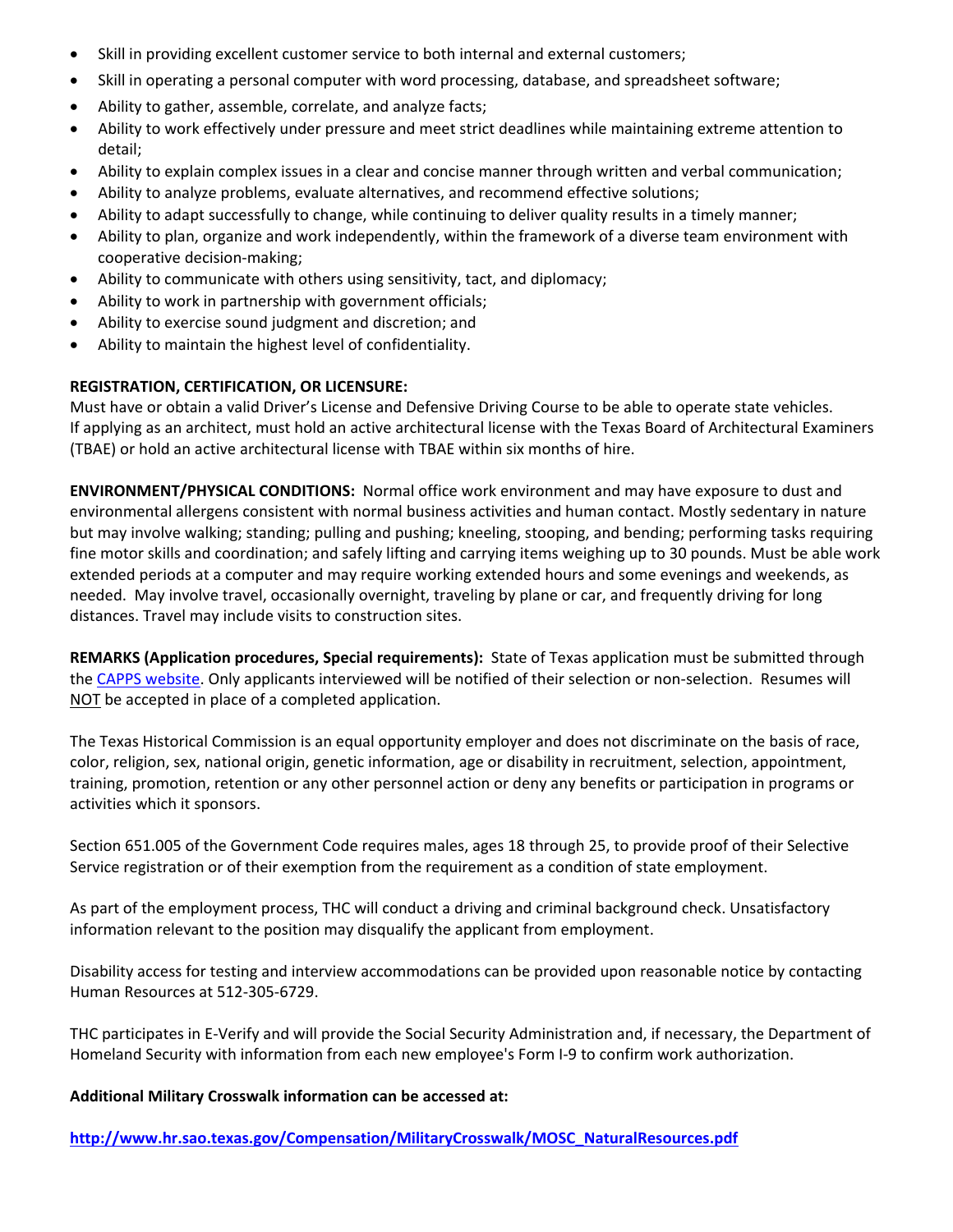- Skill in providing excellent customer service to both internal and external customers;
- Skill in operating a personal computer with word processing, database, and spreadsheet software;
- Ability to gather, assemble, correlate, and analyze facts;
- Ability to work effectively under pressure and meet strict deadlines while maintaining extreme attention to detail;
- Ability to explain complex issues in a clear and concise manner through written and verbal communication;
- Ability to analyze problems, evaluate alternatives, and recommend effective solutions;
- Ability to adapt successfully to change, while continuing to deliver quality results in a timely manner;
- Ability to plan, organize and work independently, within the framework of a diverse team environment with cooperative decision-making;
- Ability to communicate with others using sensitivity, tact, and diplomacy;
- Ability to work in partnership with government officials;
- Ability to exercise sound judgment and discretion; and
- Ability to maintain the highest level of confidentiality.

**REGISTRATION, CERTIFICATION, OR LICENSURE:**
Must have or obtain a valid Driver's License and Defensive Driving Course to be able to operate state vehicles. If applying as an architect, must hold an active architectural license with the Texas Board of Architectural Examiners (TBAE) or hold an active architectural license with TBAE within six months of hire.

**ENVIRONMENT/PHYSICAL CONDITIONS:** Normal office work environment and may have exposure to dust and environmental allergens consistent with normal business activities and human contact. Mostly sedentary in nature but may involve walking; standing; pulling and pushing; kneeling, stooping, and bending; performing tasks requiring fine motor skills and coordination; and safely lifting and carrying items weighing up to 30 pounds. Must be able work extended periods at a computer and may require working extended hours and some evenings and weekends, as needed. May involve travel, occasionally overnight, traveling by plane or car, and frequently driving for long distances. Travel may include visits to construction sites.

**REMARKS (Application procedures, Special requirements):** State of Texas application must be submitted through the CAPPS website. Only applicants interviewed will be notified of their selection or non-selection. Resumes will NOT be accepted in place of a completed application.

The Texas Historical Commission is an equal opportunity employer and does not discriminate on the basis of race, color, religion, sex, national origin, genetic information, age or disability in recruitment, selection, appointment, training, promotion, retention or any other personnel action or deny any benefits or participation in programs or activities which it sponsors.

Section 651.005 of the Government Code requires males, ages 18 through 25, to provide proof of their Selective Service registration or of their exemption from the requirement as a condition of state employment.

As part of the employment process, THC will conduct a driving and criminal background check. Unsatisfactory information relevant to the position may disqualify the applicant from employment.

Disability access for testing and interview accommodations can be provided upon reasonable notice by contacting Human Resources at 512-305-6729.

THC participates in E-Verify and will provide the Social Security Administration and, if necessary, the Department of Homeland Security with information from each new employee's Form I-9 to confirm work authorization.

**Additional Military Crosswalk information can be accessed at:**

**http://www.hr.sao.texas.gov/Compensation/MilitaryCrosswalk/MOSC_NaturalResources.pdf**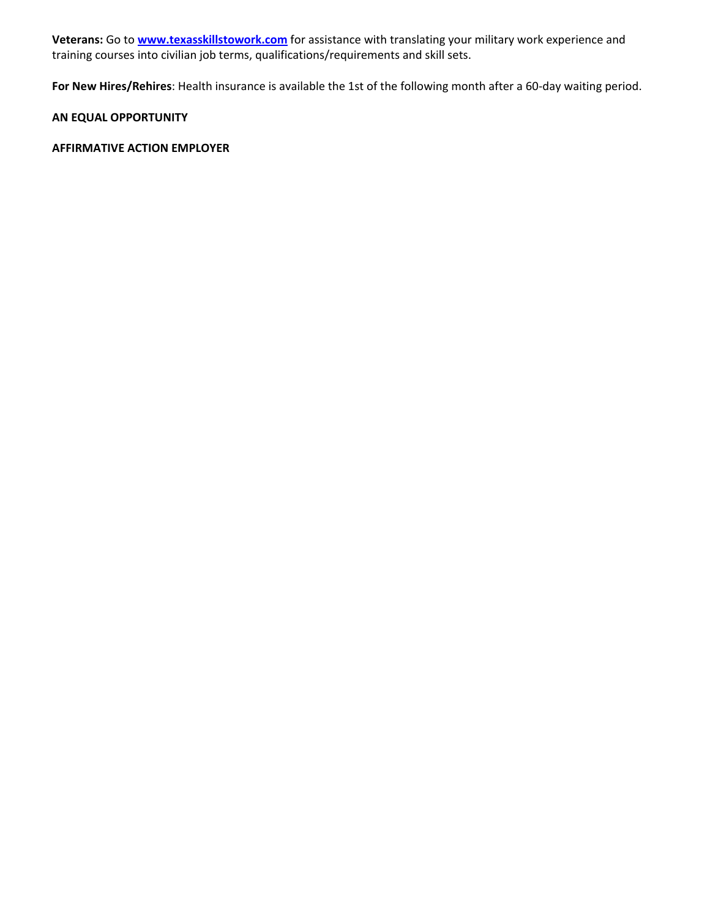**Veterans:** Go to [www.texasskillstowork.com](http://www.texasskillstowork.com) for assistance with translating your military work experience and training courses into civilian job terms, qualifications/requirements and skill sets.

**For New Hires/Rehires**: Health insurance is available the 1st of the following month after a 60-day waiting period.

**AN EQUAL OPPORTUNITY**

**AFFIRMATIVE ACTION EMPLOYER**